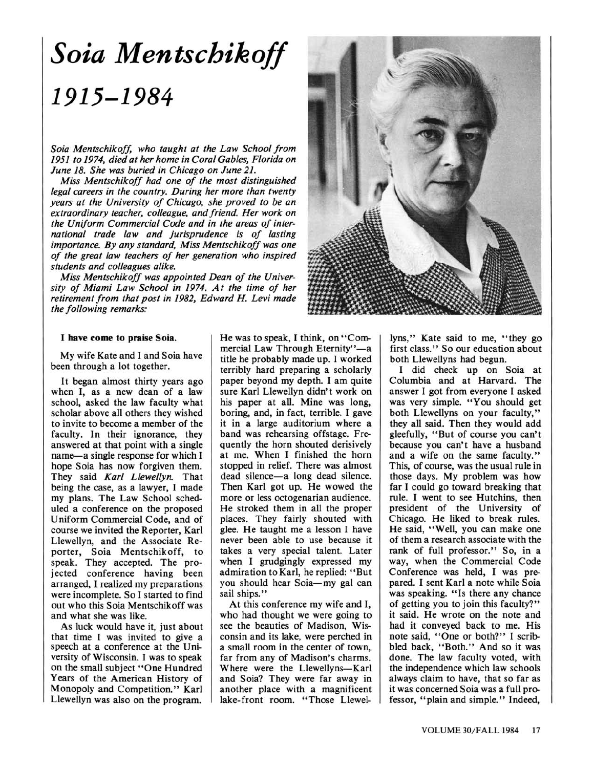# *Soia Mentschikoff*

# *1915–1984*

*Soia Mentschikoff, who taught at the Law School from 1951 to 1974, died at her home in Coral Gables, Florida on June 18. She was buried in Chicago on June 21.*

*Miss Mentschikoff had one of the most distinguished legal careers in the country. During her more than twenty years at the University of Chicago, she proved to be an extraordinary teacher, colleague, and friend. Her work on the Uniform Commercial Code and in the areas of international trade law and jurisprudence is of lasting importance. By any standard, Miss Mentschikoff was one of the great law teachers of her generation who inspired students and colleagues alike.*

*Miss Mentschikoff was appointed Dean of the University of Miami Law School in 1974. At the time of her retirement from that post in 1982, Edward H. Levi made the following remarks:*

**I have come to praise Soia.**

My wife Kate and I and Soia have been through a lot together.

It began almost thirty years ago when I, as a new dean of a law school, asked the law faculty what scholar above all others they wished to invite to become a member of the faculty. In their ignorance, they answered at that point with a single name—a single response for which I hope Soia has now forgiven them. They said *Karl Llewellyn*. That being the case, as a lawyer, I made my plans. The Law School scheduled a conference on the proposed Uniform Commercial Code, and of course we invited the Reporter, Karl Llewellyn, and the Associate Reporter, Soia Mentschikoff, to speak. They accepted. The projected conference having been arranged, I realized my preparations were incomplete. So I started to find out who this Soia Mentschikoff was and what she was like.

As luck would have it, just about that time I was invited to give a speech at a conference at the University of Wisconsin. I was to speak on the small subject "One Hundred Years of the American History of Monopoly and Competition." Karl Llewellyn was also on the program. He was to speak, I think, on "Commercial Law Through Eternity"—a title he probably made up. I worked terribly hard preparing a scholarly paper beyond my depth. I am quite sure Karl Llewellyn didn't work on his paper at all. Mine was long, boring, and, in fact, terrible. I gave it in a large auditorium where a band was rehearsing offstage. Frequently the horn shouted derisively at me. When I finished the horn stopped in relief. There was almost dead silence—a long dead silence. Then Karl got up. He wowed the more or less octogenarian audience. He stroked them in all the proper places. They fairly shouted with glee. He taught me a lesson I have never been able to use because it takes a very special talent. Later when I grudgingly expressed my admiration to Karl, he replied: "But you should hear Soia—my gal can sail ships."

At this conference my wife and I, who had thought we were going to see the beauties of Madison, Wisconsin and its lake, were perched in a small room in the center of town, far from any of Madison's charms. Where were the Llewellyns—Karl and Soia? They were far away in another place with a magnificent lake-front room. "Those Llewellyns," Kate said to me, "they go first class." So our education about both Llewellyns had begun.

I did check up on Soia at Columbia and at Harvard. The answer I got from everyone I asked was very simple. "You should get both Llewellyns on your faculty," they all said. Then they would add gleefully, "But of course you can't because you can't have a husband and a wife on the same faculty." This, of course, was the usual rule in those days. My problem was how far I could go toward breaking that rule. I went to see Hutchins, then president of the University of Chicago. He liked to break rules. He said, "Well, you can make one of them a research associate with the rank of full professor." So, in a way, when the Commercial Code Conference was held, I was prepared. I sent Karl a note while Soia was speaking. "Is there any chance of getting you to join this faculty?" it said. He wrote on the note and had it conveyed back to me. His note said, "One or both?" I scribbled back, "Both." And so it was done. The law faculty voted, with the independence which law schools always claim to have, that so far as it was concerned Soia was a full professor, "plain and simple." Indeed,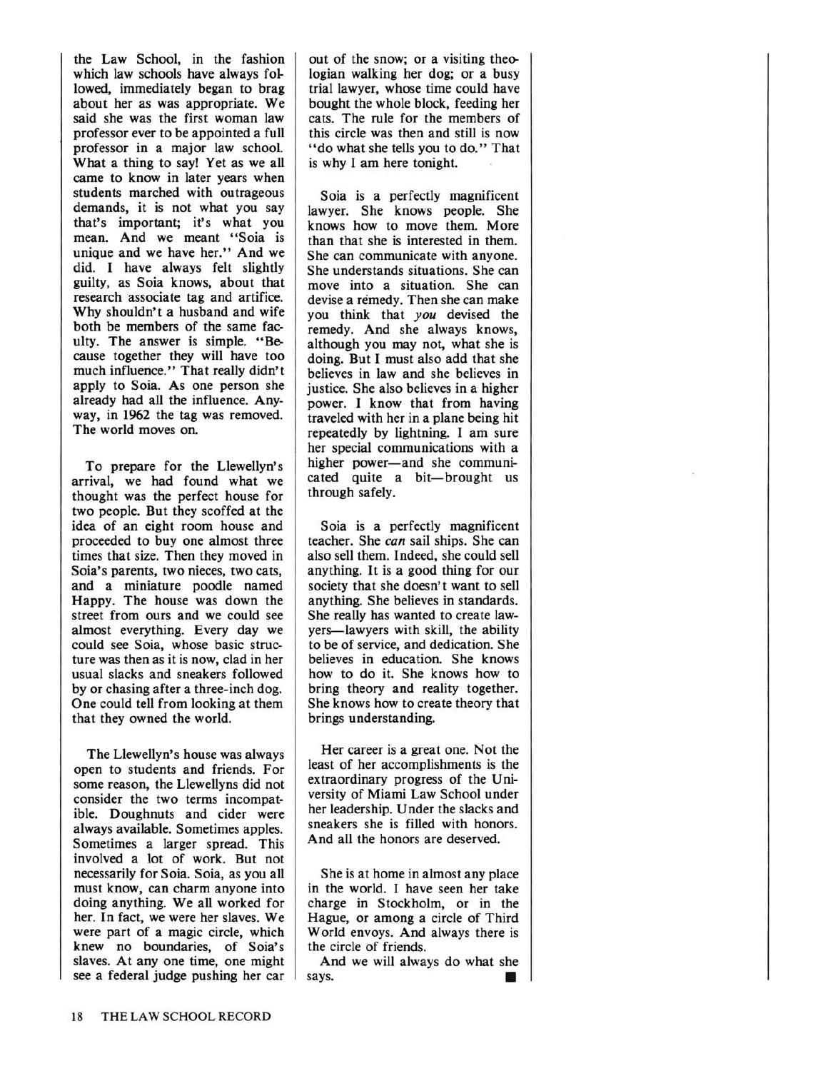the Law School, in the fashion which law schools have always followed, immediately began to brag about her as was appropriate. We said she was the first woman law professor ever to be appointed a full professor in a major law school. What a thing to say! Yet as we all came to know in later years when students marched with outrageous demands, it is not what you say that's important; it's what you mean. And we meant "Soia is unique and we have her." And we did. I have always felt slightly guilty, as Soia knows, about that research associate tag and artifice. Why shouldn't a husband and wife both be members of the same faculty. The answer is simple. "Because together they will have too much influence." That really didn't apply to Soia. As one person she already had all the influence. Anyway, in 1962 the tag was removed. The world moves on.

To prepare for the Llewellyn's arrival, we had found what we thought was the perfect house for two people. But they scoffed at the idea of an eight room house and proceeded to buy one almost three times that size. Then they moved in Soia's parents, two nieces, two cats, and a miniature poodle named Happy. The house was down the street from ours and we could see almost everything. Every day we could see Soia, whose basic structure was then as it is now, clad in her usual slacks and sneakers followed by or chasing after a three-inch dog. One could tell from looking at them that they owned the world.

The Llewellyn's house was always open to students and friends. For some reason, the Llewellyns did not consider the two terms incompatible. Doughnuts and cider were always available. Sometimes apples. Sometimes a larger spread. This involved a lot of work. But not necessarily for Soia. Soia, as you all must know, can charm anyone into doing anything. We all worked for her. In fact, we were her slaves. We were part of a magic circle, which knew no boundaries, of Soia's slaves. At any one time, one might see a federal judge pushing her car out of the snow; or a visiting theologian walking her dog; or a busy trial lawyer, whose time could have bought the whole block, feeding her cats. The rule for the members of this circle was then and still is now "do what she tells you to do." That is why I am here tonight.

Soia is a perfectly magnificent lawyer. She knows people. She knows how to move them. More than that she is interested in them. She can communicate with anyone. She understands situations. She can move into a situation. She can devise a remedy. Then she can make you think that *you* devised the remedy. And she always knows, although you may not, what she is doing. But I must also add that she believes in law and she believes in justice. She also believes in a higher power. I know that from having traveled with her in a plane being hit repeatedly by lightning. I am sure her special communications with a higher power—and she communicated quite a bit—brought us through safely.

Soia is a perfectly magnificent teacher. She *can* sail ships. She can also sell them. Indeed, she could sell anything. It is a good thing for our society that she doesn't want to sell anything. She believes in standards. She really has wanted to create lawyers—lawyers with skill, the ability to be of service, and dedication. She believes in education. She knows how to do it. She knows how to bring theory and reality together. She knows how to create theory that brings understanding.

Her career is a great one. Not the least of her accomplishments is the extraordinary progress of the University of Miami Law School under her leadership. Under the slacks and sneakers she is filled with honors. And all the honors are deserved.

She is at home in almost any place in the world. I have seen her take charge in Stockholm, or in the Hague, or among a circle of Third World envoys. And always there is the circle of friends.

And we will always do what she says. ■